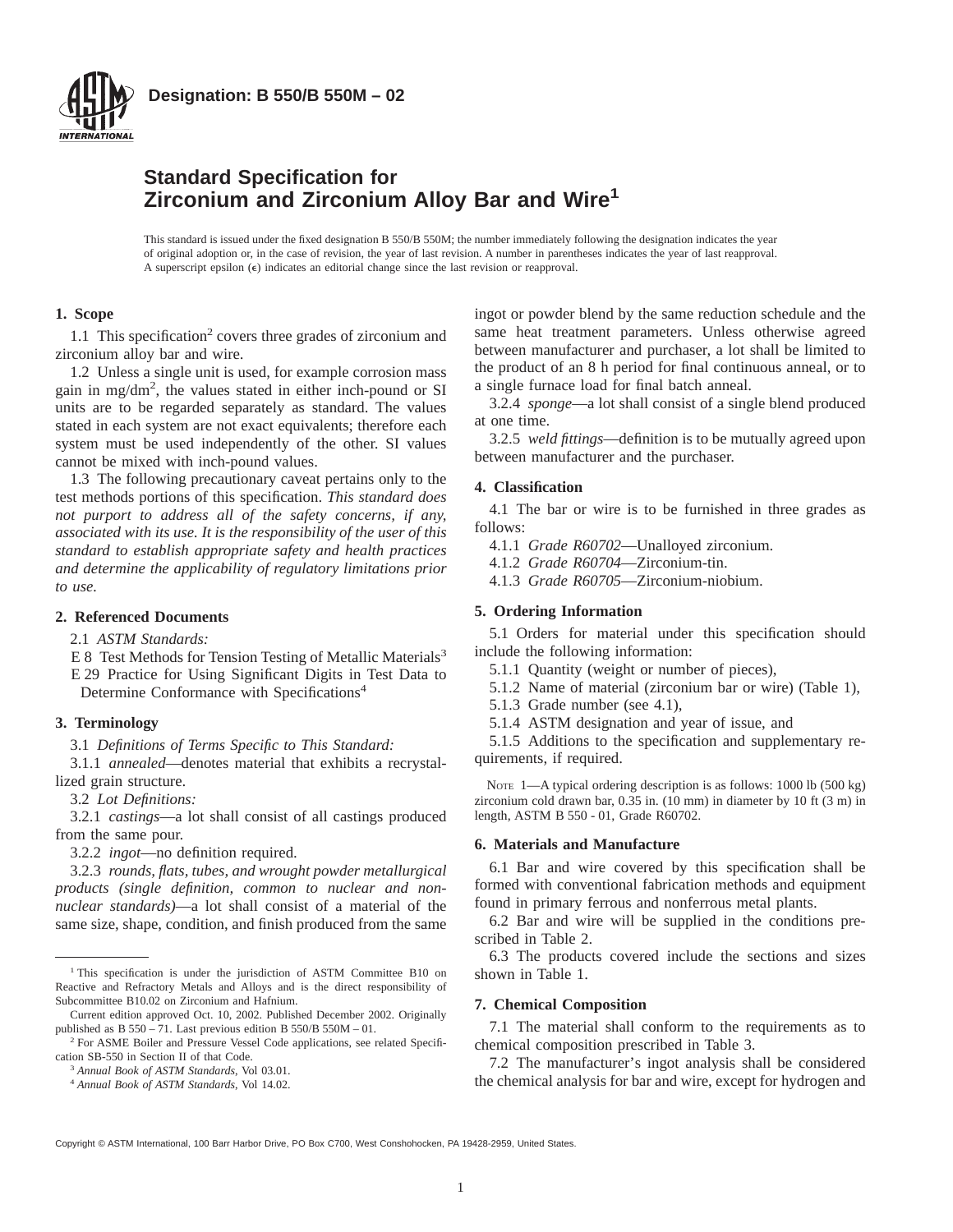**Designation: B 550/B 550M – 02**

# Standard Specification for Zirconium and Zirconium Alloy Bar and Wire[1]

This standard is issued under the fixed designation B 550/B 550M; the number immediately following the designation indicates the year of original adoption or, in the case of revision, the year of last revision. A number in parentheses indicates the year of last reapproval. A superscript epsilon (ε) indicates an editorial change since the last revision or reapproval.

## 1. Scope

1.1 This specification[2] covers three grades of zirconium and zirconium alloy bar and wire.

1.2 Unless a single unit is used, for example corrosion mass gain in mg/dm$^2$, the values stated in either inch-pound or SI units are to be regarded separately as standard. The values stated in each system are not exact equivalents; therefore each system must be used independently of the other. SI values cannot be mixed with inch-pound values.

1.3 The following precautionary caveat pertains only to the test methods portions of this specification. *This standard does not purport to address all of the safety concerns, if any, associated with its use. It is the responsibility of the user of this standard to establish appropriate safety and health practices and determine the applicability of regulatory limitations prior to use.*

## 2. Referenced Documents

2.1 *ASTM Standards:*

E 8 Test Methods for Tension Testing of Metallic Materials[3]

E 29 Practice for Using Significant Digits in Test Data to Determine Conformance with Specifications[4]

## 3. Terminology

3.1 *Definitions of Terms Specific to This Standard:*

3.1.1 *annealed*—denotes material that exhibits a recrystallized grain structure.

3.2 *Lot Definitions:*

3.2.1 *castings*—a lot shall consist of all castings produced from the same pour.

3.2.2 *ingot*—no definition required.

3.2.3 *rounds, flats, tubes, and wrought powder metallurgical products (single definition, common to nuclear and non-nuclear standards)*—a lot shall consist of a material of the same size, shape, condition, and finish produced from the same ingot or powder blend by the same reduction schedule and the same heat treatment parameters. Unless otherwise agreed between manufacturer and purchaser, a lot shall be limited to the product of an 8 h period for final continuous anneal, or to a single furnace load for final batch anneal.

3.2.4 *sponge*—a lot shall consist of a single blend produced at one time.

3.2.5 *weld fittings*—definition is to be mutually agreed upon between manufacturer and the purchaser.

## 4. Classification

4.1 The bar or wire is to be furnished in three grades as follows:

4.1.1 *Grade R60702*—Unalloyed zirconium.

4.1.2 *Grade R60704*—Zirconium-tin.

4.1.3 *Grade R60705*—Zirconium-niobium.

## 5. Ordering Information

5.1 Orders for material under this specification should include the following information:

5.1.1 Quantity (weight or number of pieces),

5.1.2 Name of material (zirconium bar or wire) (Table 1),

5.1.3 Grade number (see 4.1),

5.1.4 ASTM designation and year of issue, and

5.1.5 Additions to the specification and supplementary requirements, if required.

NOTE 1—A typical ordering description is as follows: 1000 lb (500 kg) zirconium cold drawn bar, 0.35 in. (10 mm) in diameter by 10 ft (3 m) in length, ASTM B 550 - 01, Grade R60702.

## 6. Materials and Manufacture

6.1 Bar and wire covered by this specification shall be formed with conventional fabrication methods and equipment found in primary ferrous and nonferrous metal plants.

6.2 Bar and wire will be supplied in the conditions prescribed in Table 2.

6.3 The products covered include the sections and sizes shown in Table 1.

## 7. Chemical Composition

7.1 The material shall conform to the requirements as to chemical composition prescribed in Table 3.

7.2 The manufacturer's ingot analysis shall be considered the chemical analysis for bar and wire, except for hydrogen and

---

[1] This specification is under the jurisdiction of ASTM Committee B10 on Reactive and Refractory Metals and Alloys and is the direct responsibility of Subcommittee B10.02 on Zirconium and Hafnium.

Current edition approved Oct. 10, 2002. Published December 2002. Originally published as B 550 – 71. Last previous edition B 550/B 550M – 01.

[2] For ASME Boiler and Pressure Vessel Code applications, see related Specification SB-550 in Section II of that Code.

[3] *Annual Book of ASTM Standards*, Vol 03.01.

[4] *Annual Book of ASTM Standards*, Vol 14.02.

Copyright © ASTM International, 100 Barr Harbor Drive, PO Box C700, West Conshohocken, PA 19428-2959, United States.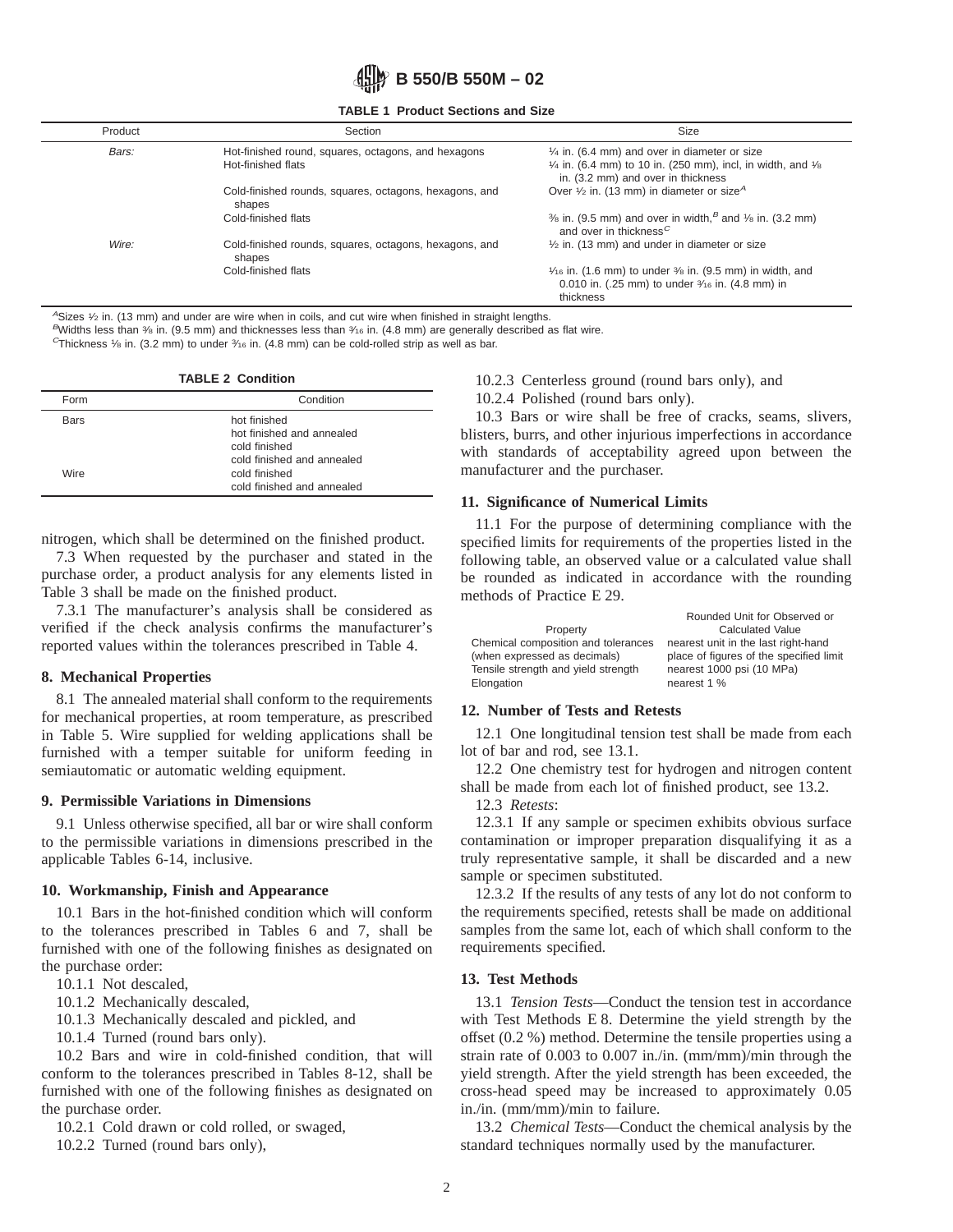**TABLE 1 Product Sections and Size**

| Product | Section | Size |
|---|---|---|
| *Bars:* | Hot-finished round, squares, octagons, and hexagons | ¼ in. (6.4 mm) and over in diameter or size |
| | Hot-finished flats | ¼ in. (6.4 mm) to 10 in. (250 mm), incl, in width, and ⅛ in. (3.2 mm) and over in thickness |
| | Cold-finished rounds, squares, octagons, hexagons, and shapes | Over ½ in. (13 mm) in diameter or size[A] |
| | Cold-finished flats | ⅜ in. (9.5 mm) and over in width,[B] and ⅛ in. (3.2 mm) and over in thickness[C] |
| *Wire:* | Cold-finished rounds, squares, octagons, hexagons, and shapes | ½ in. (13 mm) and under in diameter or size |
| | Cold-finished flats | 1⁄16 in. (1.6 mm) to under ⅜ in. (9.5 mm) in width, and 0.010 in. (.25 mm) to under 3⁄16 in. (4.8 mm) in thickness |

[A]Sizes ½ in. (13 mm) and under are wire when in coils, and cut wire when finished in straight lengths.
[B]Widths less than ⅜ in. (9.5 mm) and thicknesses less than 3⁄16 in. (4.8 mm) are generally described as flat wire.
[C]Thickness ⅛ in. (3.2 mm) to under 3⁄16 in. (4.8 mm) can be cold-rolled strip as well as bar.

**TABLE 2 Condition**

| Form | Condition |
|---|---|
| Bars | hot finished |
| | hot finished and annealed |
| | cold finished |
| | cold finished and annealed |
| Wire | cold finished |
| | cold finished and annealed |

nitrogen, which shall be determined on the finished product.

7.3 When requested by the purchaser and stated in the purchase order, a product analysis for any elements listed in Table 3 shall be made on the finished product.

7.3.1 The manufacturer's analysis shall be considered as verified if the check analysis confirms the manufacturer's reported values within the tolerances prescribed in Table 4.

## 8. Mechanical Properties

8.1 The annealed material shall conform to the requirements for mechanical properties, at room temperature, as prescribed in Table 5. Wire supplied for welding applications shall be furnished with a temper suitable for uniform feeding in semiautomatic or automatic welding equipment.

## 9. Permissible Variations in Dimensions

9.1 Unless otherwise specified, all bar or wire shall conform to the permissible variations in dimensions prescribed in the applicable Tables 6-14, inclusive.

## 10. Workmanship, Finish and Appearance

10.1 Bars in the hot-finished condition which will conform to the tolerances prescribed in Tables 6 and 7, shall be furnished with one of the following finishes as designated on the purchase order:

10.1.1 Not descaled,

10.1.2 Mechanically descaled,

10.1.3 Mechanically descaled and pickled, and

10.1.4 Turned (round bars only).

10.2 Bars and wire in cold-finished condition, that will conform to the tolerances prescribed in Tables 8-12, shall be furnished with one of the following finishes as designated on the purchase order.

10.2.1 Cold drawn or cold rolled, or swaged,

10.2.2 Turned (round bars only),

10.2.3 Centerless ground (round bars only), and

10.2.4 Polished (round bars only).

10.3 Bars or wire shall be free of cracks, seams, slivers, blisters, burrs, and other injurious imperfections in accordance with standards of acceptability agreed upon between the manufacturer and the purchaser.

## 11. Significance of Numerical Limits

11.1 For the purpose of determining compliance with the specified limits for requirements of the properties listed in the following table, an observed value or a calculated value shall be rounded as indicated in accordance with the rounding methods of Practice E 29.

| Property | Rounded Unit for Observed or Calculated Value |
|---|---|
| Chemical composition and tolerances (when expressed as decimals) | nearest unit in the last right-hand place of figures of the specified limit |
| Tensile strength and yield strength | nearest 1000 psi (10 MPa) |
| Elongation | nearest 1 % |

## 12. Number of Tests and Retests

12.1 One longitudinal tension test shall be made from each lot of bar and rod, see 13.1.

12.2 One chemistry test for hydrogen and nitrogen content shall be made from each lot of finished product, see 13.2.

12.3 *Retests*:

12.3.1 If any sample or specimen exhibits obvious surface contamination or improper preparation disqualifying it as a truly representative sample, it shall be discarded and a new sample or specimen substituted.

12.3.2 If the results of any tests of any lot do not conform to the requirements specified, retests shall be made on additional samples from the same lot, each of which shall conform to the requirements specified.

## 13. Test Methods

13.1 *Tension Tests*—Conduct the tension test in accordance with Test Methods E 8. Determine the yield strength by the offset (0.2 %) method. Determine the tensile properties using a strain rate of 0.003 to 0.007 in./in. (mm/mm)/min through the yield strength. After the yield strength has been exceeded, the cross-head speed may be increased to approximately 0.05 in./in. (mm/mm)/min to failure.

13.2 *Chemical Tests*—Conduct the chemical analysis by the standard techniques normally used by the manufacturer.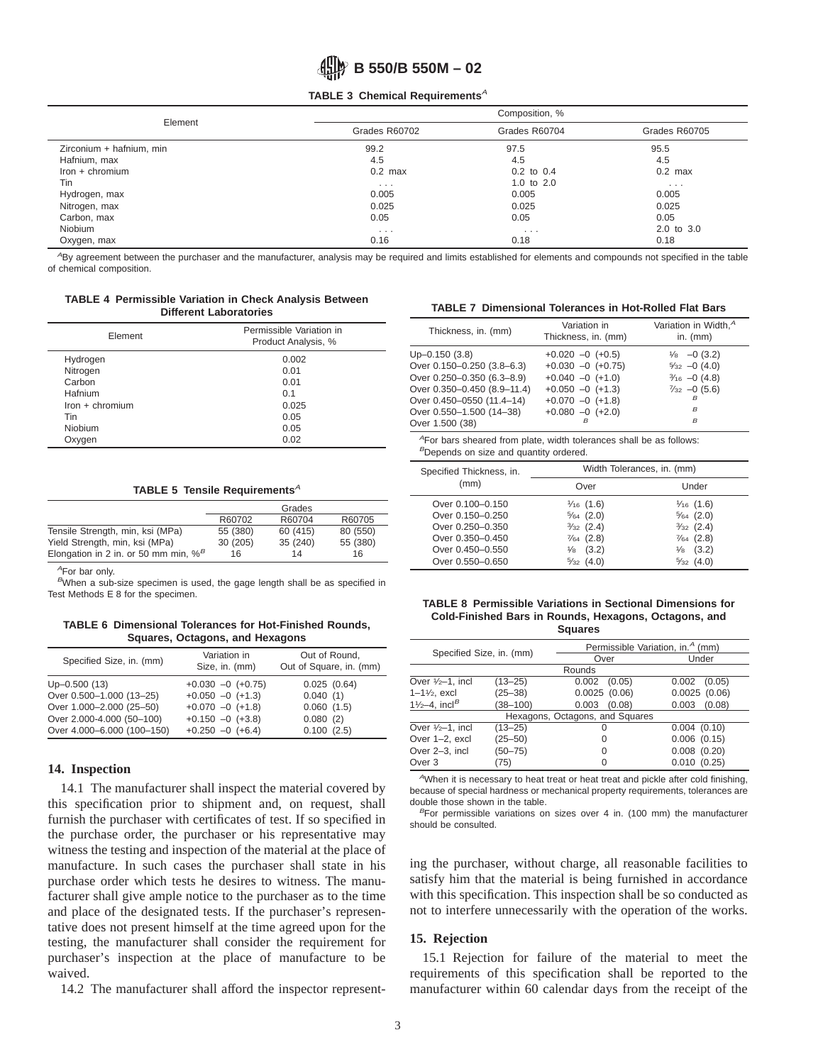**TABLE 3 Chemical Requirements**[A]

| Element | Composition, % | | |
|---|---|---|---|
| | Grades R60702 | Grades R60704 | Grades R60705 |
| Zirconium + hafnium, min | 99.2 | 97.5 | 95.5 |
| Hafnium, max | 4.5 | 4.5 | 4.5 |
| Iron + chromium | 0.2 max | 0.2 to 0.4 | 0.2 max |
| Tin | . . . | 1.0 to 2.0 | . . . |
| Hydrogen, max | 0.005 | 0.005 | 0.005 |
| Nitrogen, max | 0.025 | 0.025 | 0.025 |
| Carbon, max | 0.05 | 0.05 | 0.05 |
| Niobium | . . . | . . . | 2.0 to 3.0 |
| Oxygen, max | 0.16 | 0.18 | 0.18 |

[A]By agreement between the purchaser and the manufacturer, analysis may be required and limits established for elements and compounds not specified in the table of chemical composition.

**TABLE 4 Permissible Variation in Check Analysis Between Different Laboratories**

| Element | Permissible Variation in Product Analysis, % |
|---|---|
| Hydrogen | 0.002 |
| Nitrogen | 0.01 |
| Carbon | 0.01 |
| Hafnium | 0.1 |
| Iron + chromium | 0.025 |
| Tin | 0.05 |
| Niobium | 0.05 |
| Oxygen | 0.02 |

**TABLE 5 Tensile Requirements**[A]

| | Grades | | |
|---|---|---|---|
| | R60702 | R60704 | R60705 |
| Tensile Strength, min, ksi (MPa) | 55 (380) | 60 (415) | 80 (550) |
| Yield Strength, min, ksi (MPa) | 30 (205) | 35 (240) | 55 (380) |
| Elongation in 2 in. or 50 mm min, %[B] | 16 | 14 | 16 |

[A]For bar only.

[B]When a sub-size specimen is used, the gage length shall be as specified in Test Methods E 8 for the specimen.

**TABLE 6 Dimensional Tolerances for Hot-Finished Rounds, Squares, Octagons, and Hexagons**

| Specified Size, in. (mm) | Variation in Size, in. (mm) | Out of Round, Out of Square, in. (mm) |
|---|---|---|
| Up–0.500 (13) | +0.030 −0 (+0.75) | 0.025 (0.64) |
| Over 0.500–1.000 (13–25) | +0.050 −0 (+1.3) | 0.040 (1) |
| Over 1.000–2.000 (25–50) | +0.070 −0 (+1.8) | 0.060 (1.5) |
| Over 2.000-4.000 (50–100) | +0.150 −0 (+3.8) | 0.080 (2) |
| Over 4.000–6.000 (100–150) | +0.250 −0 (+6.4) | 0.100 (2.5) |

## 14. Inspection

14.1 The manufacturer shall inspect the material covered by this specification prior to shipment and, on request, shall furnish the purchaser with certificates of test. If so specified in the purchase order, the purchaser or his representative may witness the testing and inspection of the material at the place of manufacture. In such cases the purchaser shall state in his purchase order which tests he desires to witness. The manufacturer shall give ample notice to the purchaser as to the time and place of the designated tests. If the purchaser's representative does not present himself at the time agreed upon for the testing, the manufacturer shall consider the requirement for purchaser's inspection at the place of manufacture to be waived.

14.2 The manufacturer shall afford the inspector representing the purchaser, without charge, all reasonable facilities to satisfy him that the material is being furnished in accordance with this specification. This inspection shall be so conducted as not to interfere unnecessarily with the operation of the works.

**TABLE 7 Dimensional Tolerances in Hot-Rolled Flat Bars**

| Thickness, in. (mm) | Variation in Thickness, in. (mm) | Variation in Width,[A] in. (mm) |
|---|---|---|
| Up–0.150 (3.8) | +0.020 −0 (+0.5) | 1/8 −0 (3.2) |
| Over 0.150–0.250 (3.8–6.3) | +0.030 −0 (+0.75) | 5/32 −0 (4.0) |
| Over 0.250–0.350 (6.3–8.9) | +0.040 −0 (+1.0) | 3/16 −0 (4.8) |
| Over 0.350–0.450 (8.9–11.4) | +0.050 −0 (+1.3) | 7/32 −0 (5.6) |
| Over 0.450–0550 (11.4–14) | +0.070 −0 (+1.8) | [B] |
| Over 0.550–1.500 (14–38) | +0.080 −0 (+2.0) | [B] |
| Over 1.500 (38) | [B] | [B] |

[A]For bars sheared from plate, width tolerances shall be as follows:

[B]Depends on size and quantity ordered.

| Specified Thickness, in. (mm) | Width Tolerances, in. (mm) | |
|---|---|---|
| | Over | Under |
| Over 0.100–0.150 | 1/16 (1.6) | 1/16 (1.6) |
| Over 0.150–0.250 | 5/64 (2.0) | 5/64 (2.0) |
| Over 0.250–0.350 | 3/32 (2.4) | 3/32 (2.4) |
| Over 0.350–0.450 | 7/64 (2.8) | 7/64 (2.8) |
| Over 0.450–0.550 | 1/8 (3.2) | 1/8 (3.2) |
| Over 0.550–0.650 | 5/32 (4.0) | 5/32 (4.0) |

**TABLE 8 Permissible Variations in Sectional Dimensions for Cold-Finished Bars in Rounds, Hexagons, Octagons, and Squares**

| Specified Size, in. (mm) | | Permissible Variation, in.[A] (mm) | |
|---|---|---|---|
| | | Over | Under |
| Rounds | | | |
| Over 1/2–1, incl | (13–25) | 0.002 (0.05) | 0.002 (0.05) |
| 1–1 1/2, excl | (25–38) | 0.0025 (0.06) | 0.0025 (0.06) |
| 1 1/2–4, incl[B] | (38–100) | 0.003 (0.08) | 0.003 (0.08) |
| Hexagons, Octagons, and Squares | | | |
| Over 1/2–1, incl | (13–25) | 0 | 0.004 (0.10) |
| Over 1–2, excl | (25–50) | 0 | 0.006 (0.15) |
| Over 2–3, incl | (50–75) | 0 | 0.008 (0.20) |
| Over 3 | (75) | 0 | 0.010 (0.25) |

[A]When it is necessary to heat treat or heat treat and pickle after cold finishing, because of special hardness or mechanical property requirements, tolerances are double those shown in the table.

[B]For permissible variations on sizes over 4 in. (100 mm) the manufacturer should be consulted.

## 15. Rejection

15.1 Rejection for failure of the material to meet the requirements of this specification shall be reported to the manufacturer within 60 calendar days from the receipt of the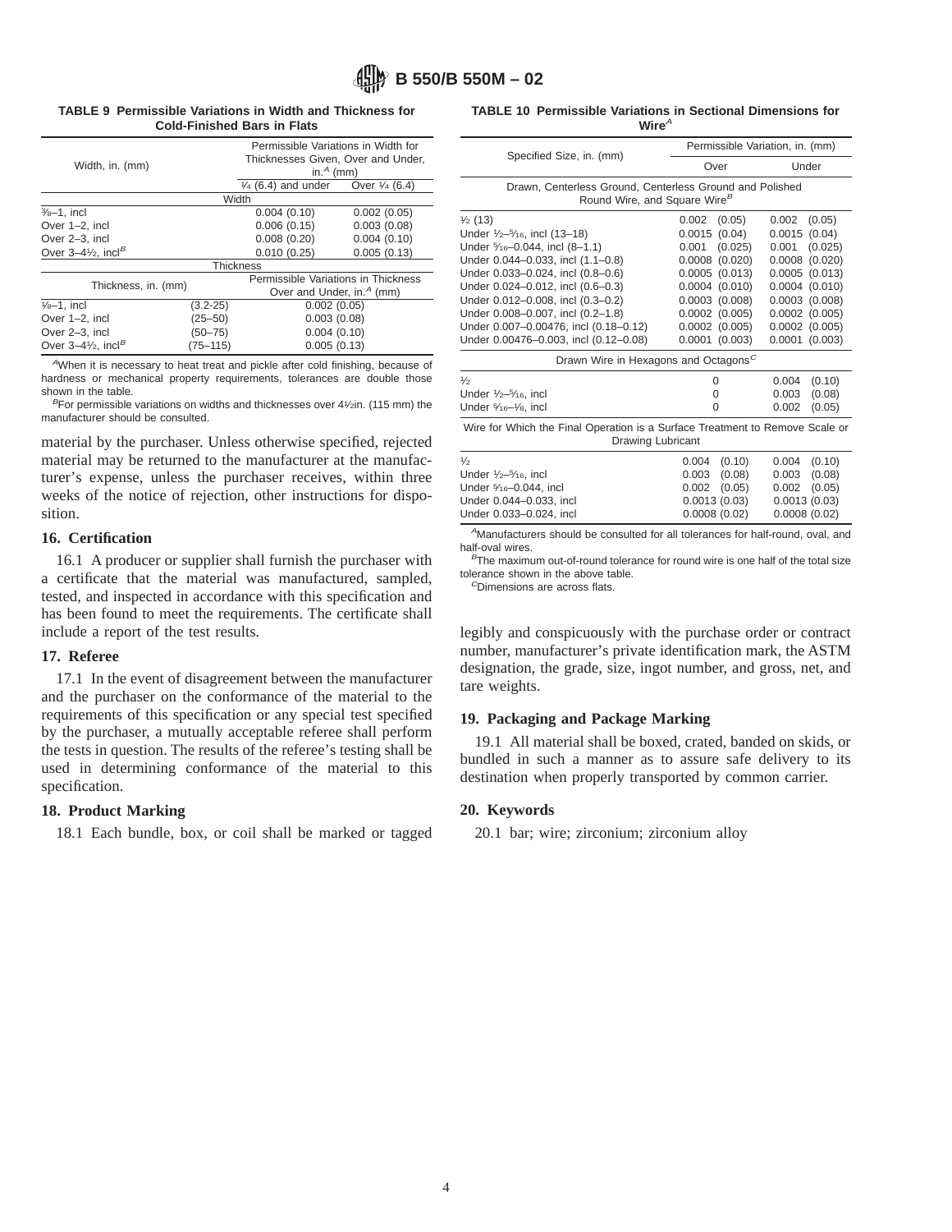**TABLE 9 Permissible Variations in Width and Thickness for Cold-Finished Bars in Flats**

| Width, in. (mm) | Permissible Variations in Width for Thicknesses Given, Over and Under, in.[A] (mm) | |
|---|---|---|
| | ¼ (6.4) and under | Over ¼ (6.4) |
| **Width** | | |
| ⅜–1, incl | 0.004 (0.10) | 0.002 (0.05) |
| Over 1–2, incl | 0.006 (0.15) | 0.003 (0.08) |
| Over 2–3, incl | 0.008 (0.20) | 0.004 (0.10) |
| Over 3–4½, incl[B] | 0.010 (0.25) | 0.005 (0.13) |

| Thickness, in. (mm) | | Permissible Variations in Thickness Over and Under, in.[A] (mm) |
|---|---|---|
| **Thickness** | | |
| ⅛–1, incl | (3.2-25) | 0.002 (0.05) |
| Over 1–2, incl | (25–50) | 0.003 (0.08) |
| Over 2–3, incl | (50–75) | 0.004 (0.10) |
| Over 3–4½, incl[B] | (75–115) | 0.005 (0.13) |

[A] When it is necessary to heat treat and pickle after cold finishing, because of hardness or mechanical property requirements, tolerances are double those shown in the table.

[B] For permissible variations on widths and thicknesses over 4½in. (115 mm) the manufacturer should be consulted.

material by the purchaser. Unless otherwise specified, rejected material may be returned to the manufacturer at the manufacturer's expense, unless the purchaser receives, within three weeks of the notice of rejection, other instructions for disposition.

## 16. Certification

16.1 A producer or supplier shall furnish the purchaser with a certificate that the material was manufactured, sampled, tested, and inspected in accordance with this specification and has been found to meet the requirements. The certificate shall include a report of the test results.

## 17. Referee

17.1 In the event of disagreement between the manufacturer and the purchaser on the conformance of the material to the requirements of this specification or any special test specified by the purchaser, a mutually acceptable referee shall perform the tests in question. The results of the referee's testing shall be used in determining conformance of the material to this specification.

## 18. Product Marking

18.1 Each bundle, box, or coil shall be marked or tagged legibly and conspicuously with the purchase order or contract number, manufacturer's private identification mark, the ASTM designation, the grade, size, ingot number, and gross, net, and tare weights.

**TABLE 10 Permissible Variations in Sectional Dimensions for Wire[A]**

| Specified Size, in. (mm) | Permissible Variation, in. (mm) | |
|---|---|---|
| | Over | Under |
| **Drawn, Centerless Ground, Centerless Ground and Polished Round Wire, and Square Wire[B]** | | |
| ½ (13) | 0.002 (0.05) | 0.002 (0.05) |
| Under ½–5⁄16, incl (13–18) | 0.0015 (0.04) | 0.0015 (0.04) |
| Under 5⁄16–0.044, incl (8–1.1) | 0.001 (0.025) | 0.001 (0.025) |
| Under 0.044–0.033, incl (1.1–0.8) | 0.0008 (0.020) | 0.0008 (0.020) |
| Under 0.033–0.024, incl (0.8–0.6) | 0.0005 (0.013) | 0.0005 (0.013) |
| Under 0.024–0.012, incl (0.6–0.3) | 0.0004 (0.010) | 0.0004 (0.010) |
| Under 0.012–0.008, incl (0.3–0.2) | 0.0003 (0.008) | 0.0003 (0.008) |
| Under 0.008–0.007, incl (0.2–1.8) | 0.0002 (0.005) | 0.0002 (0.005) |
| Under 0.007–0.00476, incl (0.18–0.12) | 0.0002 (0.005) | 0.0002 (0.005) |
| Under 0.00476–0.003, incl (0.12–0.08) | 0.0001 (0.003) | 0.0001 (0.003) |
| **Drawn Wire in Hexagons and Octagons[C]** | | |
| ½ | 0 | 0.004 (0.10) |
| Under ½–5⁄16, incl | 0 | 0.003 (0.08) |
| Under 5⁄16–⅛, incl | 0 | 0.002 (0.05) |
| **Wire for Which the Final Operation is a Surface Treatment to Remove Scale or Drawing Lubricant** | | |
| ½ | 0.004 (0.10) | 0.004 (0.10) |
| Under ½–5⁄16, incl | 0.003 (0.08) | 0.003 (0.08) |
| Under 5⁄16–0.044, incl | 0.002 (0.05) | 0.002 (0.05) |
| Under 0.044–0.033, incl | 0.0013 (0.03) | 0.0013 (0.03) |
| Under 0.033–0.024, incl | 0.0008 (0.02) | 0.0008 (0.02) |

[A] Manufacturers should be consulted for all tolerances for half-round, oval, and half-oval wires.

[B] The maximum out-of-round tolerance for round wire is one half of the total size tolerance shown in the above table.

[C] Dimensions are across flats.

## 19. Packaging and Package Marking

19.1 All material shall be boxed, crated, banded on skids, or bundled in such a manner as to assure safe delivery to its destination when properly transported by common carrier.

## 20. Keywords

20.1 bar; wire; zirconium; zirconium alloy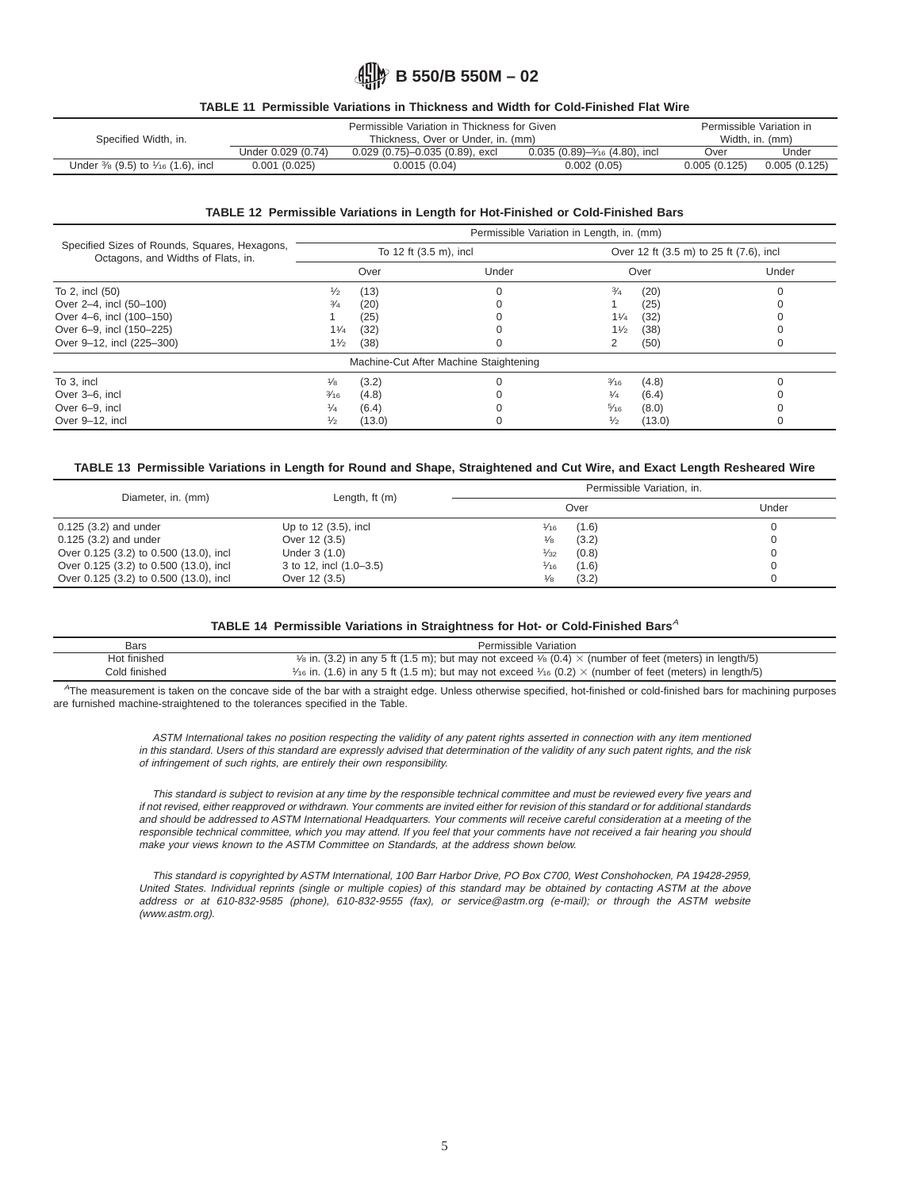**TABLE 11 Permissible Variations in Thickness and Width for Cold-Finished Flat Wire**

| Specified Width, in. | Permissible Variation in Thickness for Given Thickness, Over or Under, in. (mm) | | | Permissible Variation in Width, in. (mm) | |
|---|---|---|---|---|---|
| | Under 0.029 (0.74) | 0.029 (0.75)–0.035 (0.89), excl | 0.035 (0.89)–3⁄16 (4.80), incl | Over | Under |
| Under 3⁄8 (9.5) to 1⁄16 (1.6), incl | 0.001 (0.025) | 0.0015 (0.04) | 0.002 (0.05) | 0.005 (0.125) | 0.005 (0.125) |

**TABLE 12 Permissible Variations in Length for Hot-Finished or Cold-Finished Bars**

| Specified Sizes of Rounds, Squares, Hexagons, Octagons, and Widths of Flats, in. | Permissible Variation in Length, in. (mm) | | | |
|---|---|---|---|---|
| | To 12 ft (3.5 m), incl | | Over 12 ft (3.5 m) to 25 ft (7.6), incl | |
| | Over | Under | Over | Under |
| To 2, incl (50) | 1⁄2 (13) | 0 | 3⁄4 (20) | 0 |
| Over 2–4, incl (50–100) | 3⁄4 (20) | 0 | 1 (25) | 0 |
| Over 4–6, incl (100–150) | 1 (25) | 0 | 1 1⁄4 (32) | 0 |
| Over 6–9, incl (150–225) | 1 1⁄4 (32) | 0 | 1 1⁄2 (38) | 0 |
| Over 9–12, incl (225–300) | 1 1⁄2 (38) | 0 | 2 (50) | 0 |
| Machine-Cut After Machine Staightening | | | | |
| To 3, incl | 1⁄8 (3.2) | 0 | 3⁄16 (4.8) | 0 |
| Over 3–6, incl | 3⁄16 (4.8) | 0 | 1⁄4 (6.4) | 0 |
| Over 6–9, incl | 1⁄4 (6.4) | 0 | 5⁄16 (8.0) | 0 |
| Over 9–12, incl | 1⁄2 (13.0) | 0 | 1⁄2 (13.0) | 0 |

**TABLE 13 Permissible Variations in Length for Round and Shape, Straightened and Cut Wire, and Exact Length Resheared Wire**

| Diameter, in. (mm) | Length, ft (m) | Permissible Variation, in. | |
|---|---|---|---|
| | | Over | Under |
| 0.125 (3.2) and under | Up to 12 (3.5), incl | 1⁄16 (1.6) | 0 |
| 0.125 (3.2) and under | Over 12 (3.5) | 1⁄8 (3.2) | 0 |
| Over 0.125 (3.2) to 0.500 (13.0), incl | Under 3 (1.0) | 1⁄32 (0.8) | 0 |
| Over 0.125 (3.2) to 0.500 (13.0), incl | 3 to 12, incl (1.0–3.5) | 1⁄16 (1.6) | 0 |
| Over 0.125 (3.2) to 0.500 (13.0), incl | Over 12 (3.5) | 1⁄8 (3.2) | 0 |

**TABLE 14 Permissible Variations in Straightness for Hot- or Cold-Finished Bars[A]**

| Bars | Permissible Variation |
|---|---|
| Hot finished | 1⁄8 in. (3.2) in any 5 ft (1.5 m); but may not exceed 1⁄8 (0.4) × (number of feet (meters) in length/5) |
| Cold finished | 1⁄16 in. (1.6) in any 5 ft (1.5 m); but may not exceed 1⁄16 (0.2) × (number of feet (meters) in length/5) |

[A]The measurement is taken on the concave side of the bar with a straight edge. Unless otherwise specified, hot-finished or cold-finished bars for machining purposes are furnished machine-straightened to the tolerances specified in the Table.

*ASTM International takes no position respecting the validity of any patent rights asserted in connection with any item mentioned in this standard. Users of this standard are expressly advised that determination of the validity of any such patent rights, and the risk of infringement of such rights, are entirely their own responsibility.*

*This standard is subject to revision at any time by the responsible technical committee and must be reviewed every five years and if not revised, either reapproved or withdrawn. Your comments are invited either for revision of this standard or for additional standards and should be addressed to ASTM International Headquarters. Your comments will receive careful consideration at a meeting of the responsible technical committee, which you may attend. If you feel that your comments have not received a fair hearing you should make your views known to the ASTM Committee on Standards, at the address shown below.*

*This standard is copyrighted by ASTM International, 100 Barr Harbor Drive, PO Box C700, West Conshohocken, PA 19428-2959, United States. Individual reprints (single or multiple copies) of this standard may be obtained by contacting ASTM at the above address or at 610-832-9585 (phone), 610-832-9555 (fax), or service@astm.org (e-mail); or through the ASTM website (www.astm.org).*